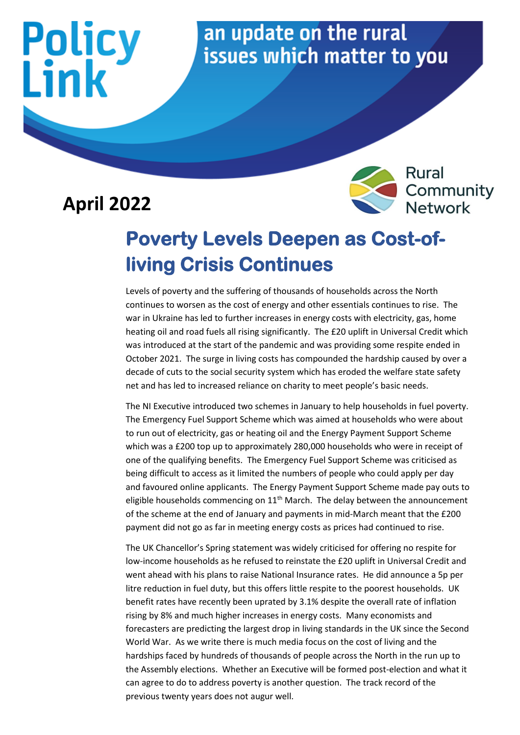# Policy Link

an update on the rural issues which matter to you

**April 2022**

Rural Community Network

## Poverty Levels Deepen as Cost-of-living Crisis Continues

Levels of poverty and the suffering of thousands of households across the North continues to worsen as the cost of energy and other essentials continues to rise. The war in Ukraine has led to further increases in energy costs with electricity, gas, home heating oil and road fuels all rising significantly. The £20 uplift in Universal Credit which was introduced at the start of the pandemic and was providing some respite ended in October 2021. The surge in living costs has compounded the hardship caused by over a decade of cuts to the social security system which has eroded the welfare state safety net and has led to increased reliance on charity to meet people's basic needs.

The NI Executive introduced two schemes in January to help households in fuel poverty. The Emergency Fuel Support Scheme which was aimed at households who were about to run out of electricity, gas or heating oil and the Energy Payment Support Scheme which was a £200 top up to approximately 280,000 households who were in receipt of one of the qualifying benefits. The Emergency Fuel Support Scheme was criticised as being difficult to access as it limited the numbers of people who could apply per day and favoured online applicants. The Energy Payment Support Scheme made pay outs to eligible households commencing on 11th March. The delay between the announcement of the scheme at the end of January and payments in mid-March meant that the £200 payment did not go as far in meeting energy costs as prices had continued to rise.

The UK Chancellor's Spring statement was widely criticised for offering no respite for low-income households as he refused to reinstate the £20 uplift in Universal Credit and went ahead with his plans to raise National Insurance rates. He did announce a 5p per litre reduction in fuel duty, but this offers little respite to the poorest households. UK benefit rates have recently been uprated by 3.1% despite the overall rate of inflation rising by 8% and much higher increases in energy costs. Many economists and forecasters are predicting the largest drop in living standards in the UK since the Second World War. As we write there is much media focus on the cost of living and the hardships faced by hundreds of thousands of people across the North in the run up to the Assembly elections. Whether an Executive will be formed post-election and what it can agree to do to address poverty is another question. The track record of the previous twenty years does not augur well.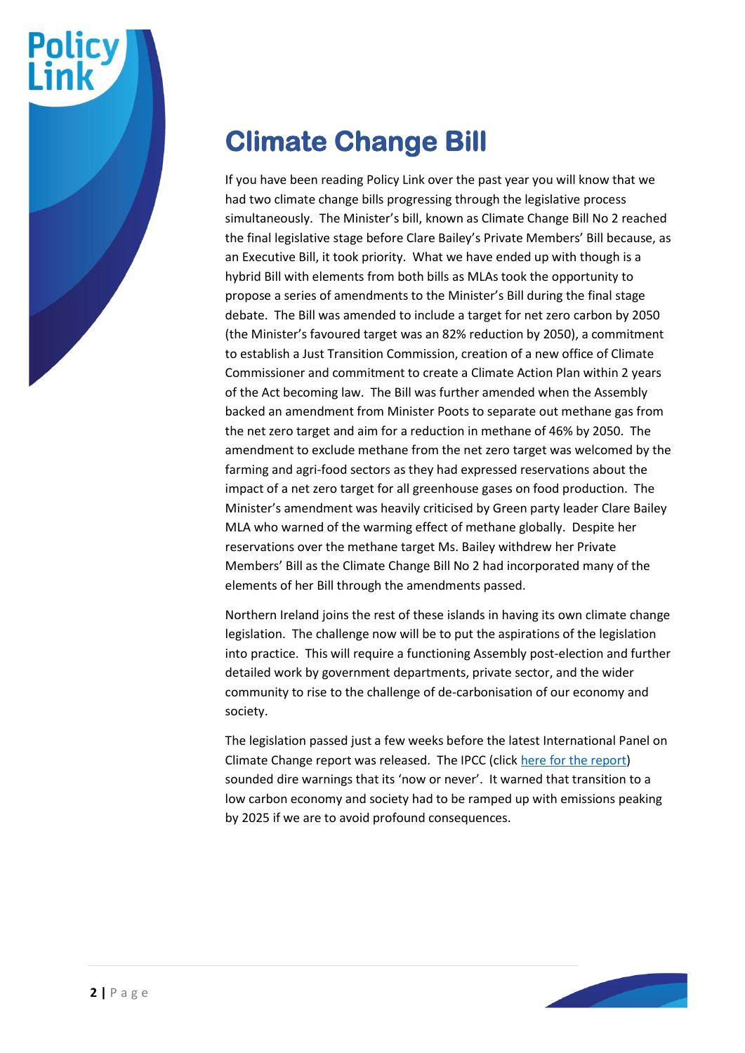# Climate Change Bill

If you have been reading Policy Link over the past year you will know that we had two climate change bills progressing through the legislative process simultaneously. The Minister's bill, known as Climate Change Bill No 2 reached the final legislative stage before Clare Bailey's Private Members' Bill because, as an Executive Bill, it took priority. What we have ended up with though is a hybrid Bill with elements from both bills as MLAs took the opportunity to propose a series of amendments to the Minister's Bill during the final stage debate. The Bill was amended to include a target for net zero carbon by 2050 (the Minister's favoured target was an 82% reduction by 2050), a commitment to establish a Just Transition Commission, creation of a new office of Climate Commissioner and commitment to create a Climate Action Plan within 2 years of the Act becoming law. The Bill was further amended when the Assembly backed an amendment from Minister Poots to separate out methane gas from the net zero target and aim for a reduction in methane of 46% by 2050. The amendment to exclude methane from the net zero target was welcomed by the farming and agri-food sectors as they had expressed reservations about the impact of a net zero target for all greenhouse gases on food production. The Minister's amendment was heavily criticised by Green party leader Clare Bailey MLA who warned of the warming effect of methane globally. Despite her reservations over the methane target Ms. Bailey withdrew her Private Members' Bill as the Climate Change Bill No 2 had incorporated many of the elements of her Bill through the amendments passed.

Northern Ireland joins the rest of these islands in having its own climate change legislation. The challenge now will be to put the aspirations of the legislation into practice. This will require a functioning Assembly post-election and further detailed work by government departments, private sector, and the wider community to rise to the challenge of de-carbonisation of our economy and society.

The legislation passed just a few weeks before the latest International Panel on Climate Change report was released. The IPCC (click [here for the report](#)) sounded dire warnings that its 'now or never'. It warned that transition to a low carbon economy and society had to be ramped up with emissions peaking by 2025 if we are to avoid profound consequences.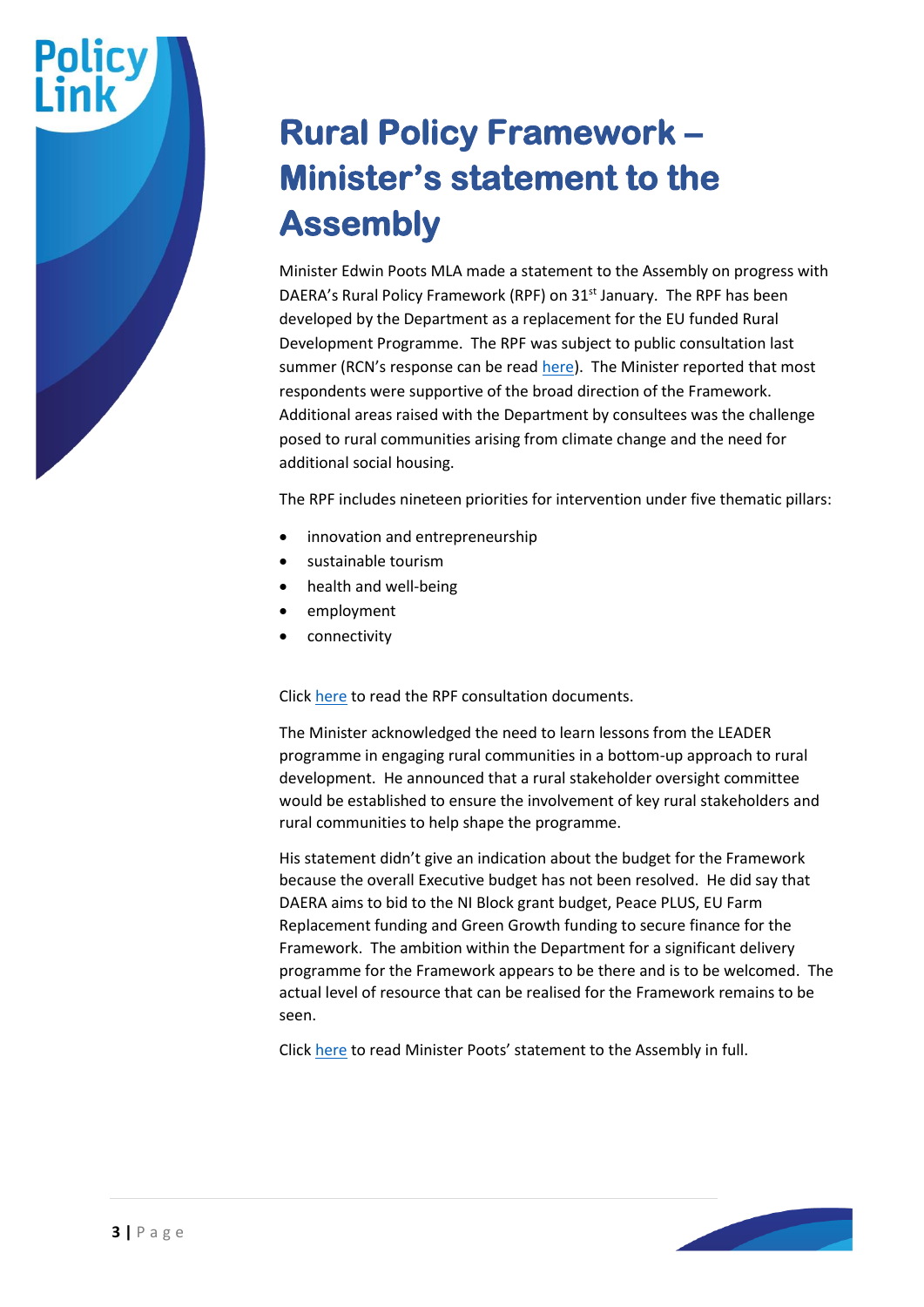# Rural Policy Framework – Minister's statement to the Assembly

Minister Edwin Poots MLA made a statement to the Assembly on progress with DAERA's Rural Policy Framework (RPF) on 31st January. The RPF has been developed by the Department as a replacement for the EU funded Rural Development Programme. The RPF was subject to public consultation last summer (RCN's response can be read here). The Minister reported that most respondents were supportive of the broad direction of the Framework. Additional areas raised with the Department by consultees was the challenge posed to rural communities arising from climate change and the need for additional social housing.

The RPF includes nineteen priorities for intervention under five thematic pillars:

- innovation and entrepreneurship
- sustainable tourism
- health and well-being
- employment
- connectivity

Click here to read the RPF consultation documents.

The Minister acknowledged the need to learn lessons from the LEADER programme in engaging rural communities in a bottom-up approach to rural development. He announced that a rural stakeholder oversight committee would be established to ensure the involvement of key rural stakeholders and rural communities to help shape the programme.

His statement didn't give an indication about the budget for the Framework because the overall Executive budget has not been resolved. He did say that DAERA aims to bid to the NI Block grant budget, Peace PLUS, EU Farm Replacement funding and Green Growth funding to secure finance for the Framework. The ambition within the Department for a significant delivery programme for the Framework appears to be there and is to be welcomed. The actual level of resource that can be realised for the Framework remains to be seen.

Click here to read Minister Poots' statement to the Assembly in full.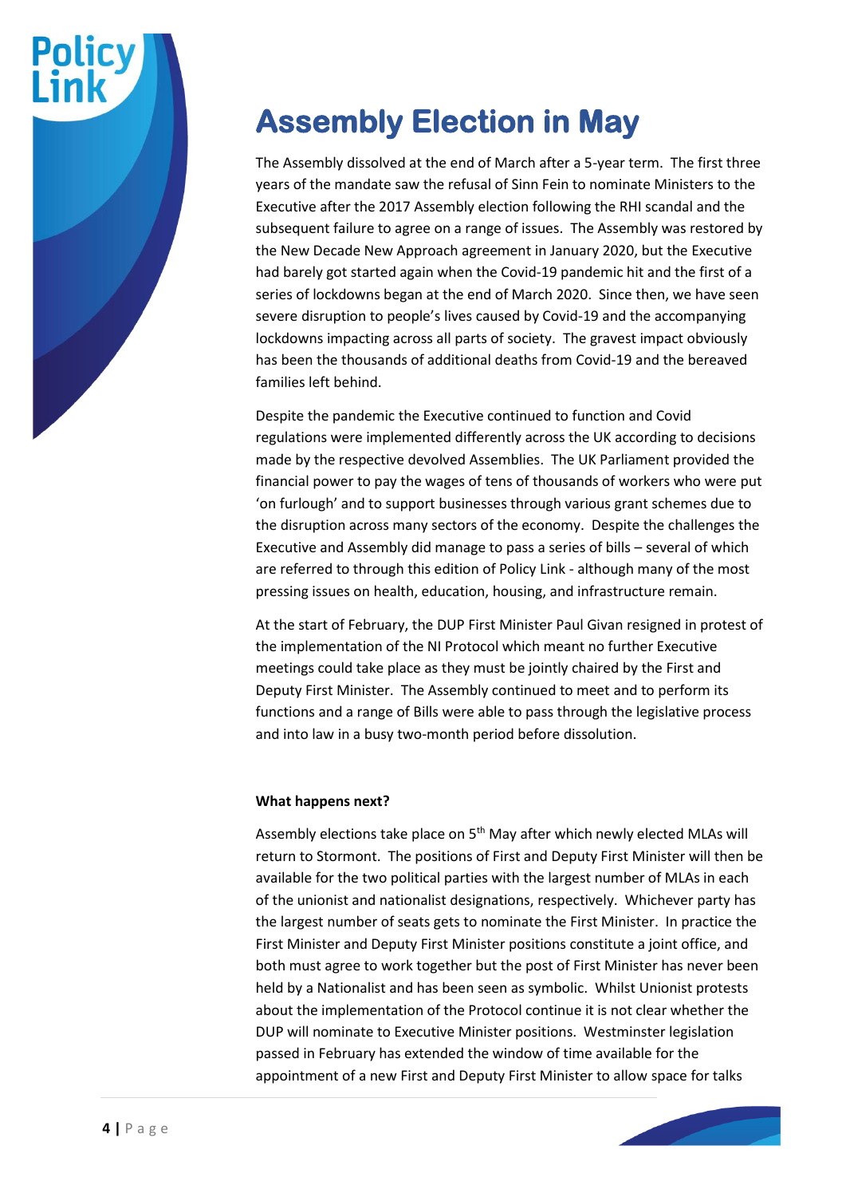# Assembly Election in May

The Assembly dissolved at the end of March after a 5-year term. The first three years of the mandate saw the refusal of Sinn Fein to nominate Ministers to the Executive after the 2017 Assembly election following the RHI scandal and the subsequent failure to agree on a range of issues. The Assembly was restored by the New Decade New Approach agreement in January 2020, but the Executive had barely got started again when the Covid-19 pandemic hit and the first of a series of lockdowns began at the end of March 2020. Since then, we have seen severe disruption to people's lives caused by Covid-19 and the accompanying lockdowns impacting across all parts of society. The gravest impact obviously has been the thousands of additional deaths from Covid-19 and the bereaved families left behind.

Despite the pandemic the Executive continued to function and Covid regulations were implemented differently across the UK according to decisions made by the respective devolved Assemblies. The UK Parliament provided the financial power to pay the wages of tens of thousands of workers who were put 'on furlough' and to support businesses through various grant schemes due to the disruption across many sectors of the economy. Despite the challenges the Executive and Assembly did manage to pass a series of bills – several of which are referred to through this edition of Policy Link - although many of the most pressing issues on health, education, housing, and infrastructure remain.

At the start of February, the DUP First Minister Paul Givan resigned in protest of the implementation of the NI Protocol which meant no further Executive meetings could take place as they must be jointly chaired by the First and Deputy First Minister. The Assembly continued to meet and to perform its functions and a range of Bills were able to pass through the legislative process and into law in a busy two-month period before dissolution.

**What happens next?**

Assembly elections take place on 5th May after which newly elected MLAs will return to Stormont. The positions of First and Deputy First Minister will then be available for the two political parties with the largest number of MLAs in each of the unionist and nationalist designations, respectively. Whichever party has the largest number of seats gets to nominate the First Minister. In practice the First Minister and Deputy First Minister positions constitute a joint office, and both must agree to work together but the post of First Minister has never been held by a Nationalist and has been seen as symbolic. Whilst Unionist protests about the implementation of the Protocol continue it is not clear whether the DUP will nominate to Executive Minister positions. Westminster legislation passed in February has extended the window of time available for the appointment of a new First and Deputy First Minister to allow space for talks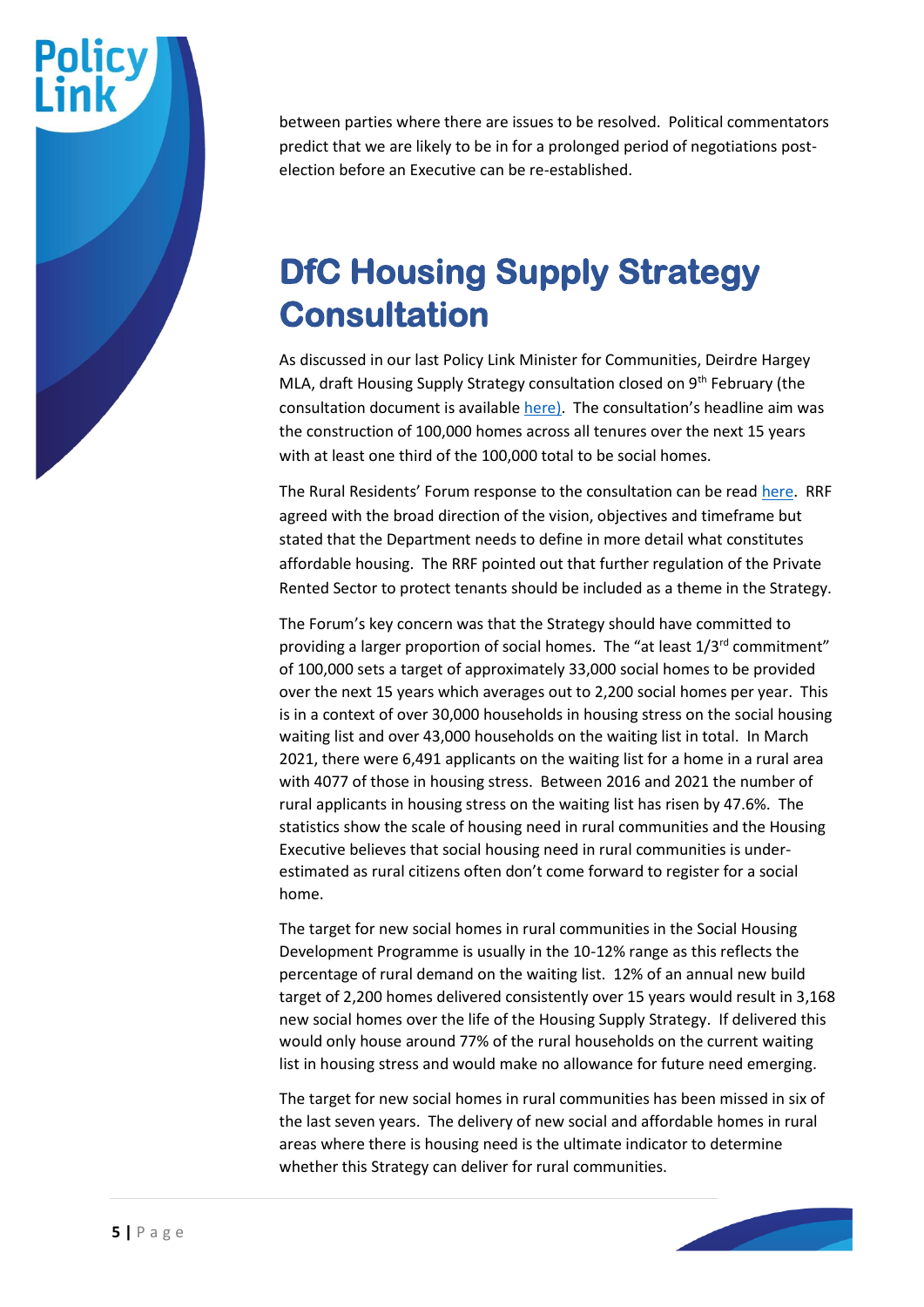between parties where there are issues to be resolved. Political commentators predict that we are likely to be in for a prolonged period of negotiations post-election before an Executive can be re-established.

# DfC Housing Supply Strategy Consultation

As discussed in our last Policy Link Minister for Communities, Deirdre Hargey MLA, draft Housing Supply Strategy consultation closed on 9th February (the consultation document is available here). The consultation's headline aim was the construction of 100,000 homes across all tenures over the next 15 years with at least one third of the 100,000 total to be social homes.

The Rural Residents' Forum response to the consultation can be read here. RRF agreed with the broad direction of the vision, objectives and timeframe but stated that the Department needs to define in more detail what constitutes affordable housing. The RRF pointed out that further regulation of the Private Rented Sector to protect tenants should be included as a theme in the Strategy.

The Forum's key concern was that the Strategy should have committed to providing a larger proportion of social homes. The "at least 1/3rd commitment" of 100,000 sets a target of approximately 33,000 social homes to be provided over the next 15 years which averages out to 2,200 social homes per year. This is in a context of over 30,000 households in housing stress on the social housing waiting list and over 43,000 households on the waiting list in total. In March 2021, there were 6,491 applicants on the waiting list for a home in a rural area with 4077 of those in housing stress. Between 2016 and 2021 the number of rural applicants in housing stress on the waiting list has risen by 47.6%. The statistics show the scale of housing need in rural communities and the Housing Executive believes that social housing need in rural communities is under-estimated as rural citizens often don't come forward to register for a social home.

The target for new social homes in rural communities in the Social Housing Development Programme is usually in the 10-12% range as this reflects the percentage of rural demand on the waiting list. 12% of an annual new build target of 2,200 homes delivered consistently over 15 years would result in 3,168 new social homes over the life of the Housing Supply Strategy. If delivered this would only house around 77% of the rural households on the current waiting list in housing stress and would make no allowance for future need emerging.

The target for new social homes in rural communities has been missed in six of the last seven years. The delivery of new social and affordable homes in rural areas where there is housing need is the ultimate indicator to determine whether this Strategy can deliver for rural communities.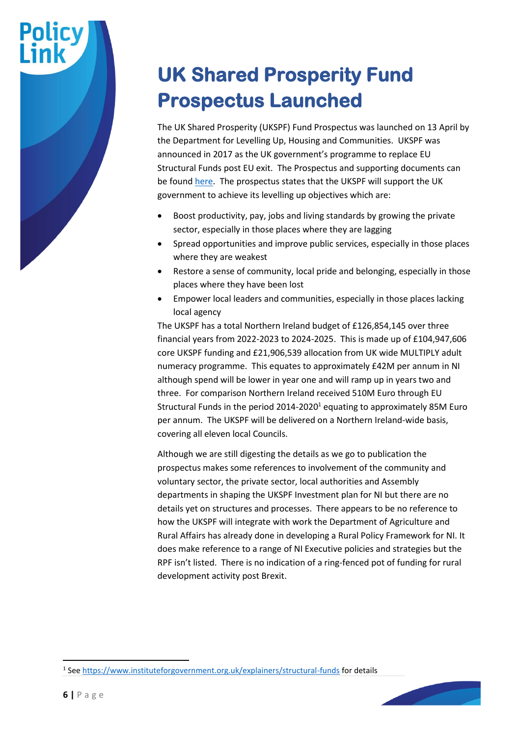# UK Shared Prosperity Fund Prospectus Launched

The UK Shared Prosperity (UKSPF) Fund Prospectus was launched on 13 April by the Department for Levelling Up, Housing and Communities. UKSPF was announced in 2017 as the UK government's programme to replace EU Structural Funds post EU exit. The Prospectus and supporting documents can be found [here](). The prospectus states that the UKSPF will support the UK government to achieve its levelling up objectives which are:

- Boost productivity, pay, jobs and living standards by growing the private sector, especially in those places where they are lagging
- Spread opportunities and improve public services, especially in those places where they are weakest
- Restore a sense of community, local pride and belonging, especially in those places where they have been lost
- Empower local leaders and communities, especially in those places lacking local agency

The UKSPF has a total Northern Ireland budget of £126,854,145 over three financial years from 2022-2023 to 2024-2025. This is made up of £104,947,606 core UKSPF funding and £21,906,539 allocation from UK wide MULTIPLY adult numeracy programme. This equates to approximately £42M per annum in NI although spend will be lower in year one and will ramp up in years two and three. For comparison Northern Ireland received 510M Euro through EU Structural Funds in the period 2014-2020[1] equating to approximately 85M Euro per annum. The UKSPF will be delivered on a Northern Ireland-wide basis, covering all eleven local Councils.

Although we are still digesting the details as we go to publication the prospectus makes some references to involvement of the community and voluntary sector, the private sector, local authorities and Assembly departments in shaping the UKSPF Investment plan for NI but there are no details yet on structures and processes. There appears to be no reference to how the UKSPF will integrate with work the Department of Agriculture and Rural Affairs has already done in developing a Rural Policy Framework for NI. It does make reference to a range of NI Executive policies and strategies but the RPF isn't listed. There is no indication of a ring-fenced pot of funding for rural development activity post Brexit.

[1] See https://www.instituteforgovernment.org.uk/explainers/structural-funds for details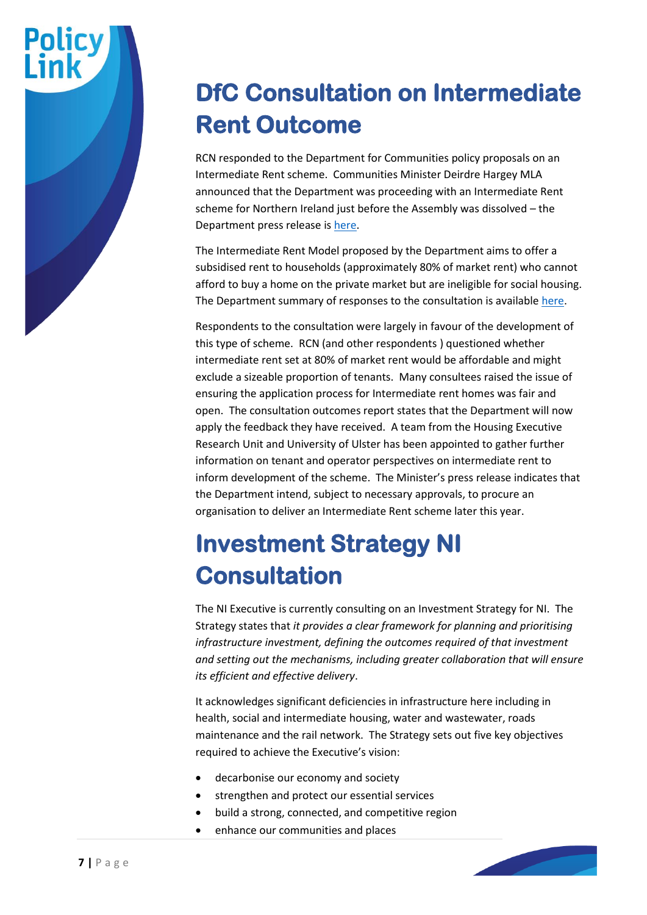## DfC Consultation on Intermediate Rent Outcome

RCN responded to the Department for Communities policy proposals on an Intermediate Rent scheme. Communities Minister Deirdre Hargey MLA announced that the Department was proceeding with an Intermediate Rent scheme for Northern Ireland just before the Assembly was dissolved – the Department press release is here.

The Intermediate Rent Model proposed by the Department aims to offer a subsidised rent to households (approximately 80% of market rent) who cannot afford to buy a home on the private market but are ineligible for social housing. The Department summary of responses to the consultation is available here.

Respondents to the consultation were largely in favour of the development of this type of scheme. RCN (and other respondents ) questioned whether intermediate rent set at 80% of market rent would be affordable and might exclude a sizeable proportion of tenants. Many consultees raised the issue of ensuring the application process for Intermediate rent homes was fair and open. The consultation outcomes report states that the Department will now apply the feedback they have received. A team from the Housing Executive Research Unit and University of Ulster has been appointed to gather further information on tenant and operator perspectives on intermediate rent to inform development of the scheme. The Minister's press release indicates that the Department intend, subject to necessary approvals, to procure an organisation to deliver an Intermediate Rent scheme later this year.

## Investment Strategy NI Consultation

The NI Executive is currently consulting on an Investment Strategy for NI. The Strategy states that *it provides a clear framework for planning and prioritising infrastructure investment, defining the outcomes required of that investment and setting out the mechanisms, including greater collaboration that will ensure its efficient and effective delivery*.

It acknowledges significant deficiencies in infrastructure here including in health, social and intermediate housing, water and wastewater, roads maintenance and the rail network. The Strategy sets out five key objectives required to achieve the Executive's vision:

- decarbonise our economy and society
- strengthen and protect our essential services
- build a strong, connected, and competitive region
- enhance our communities and places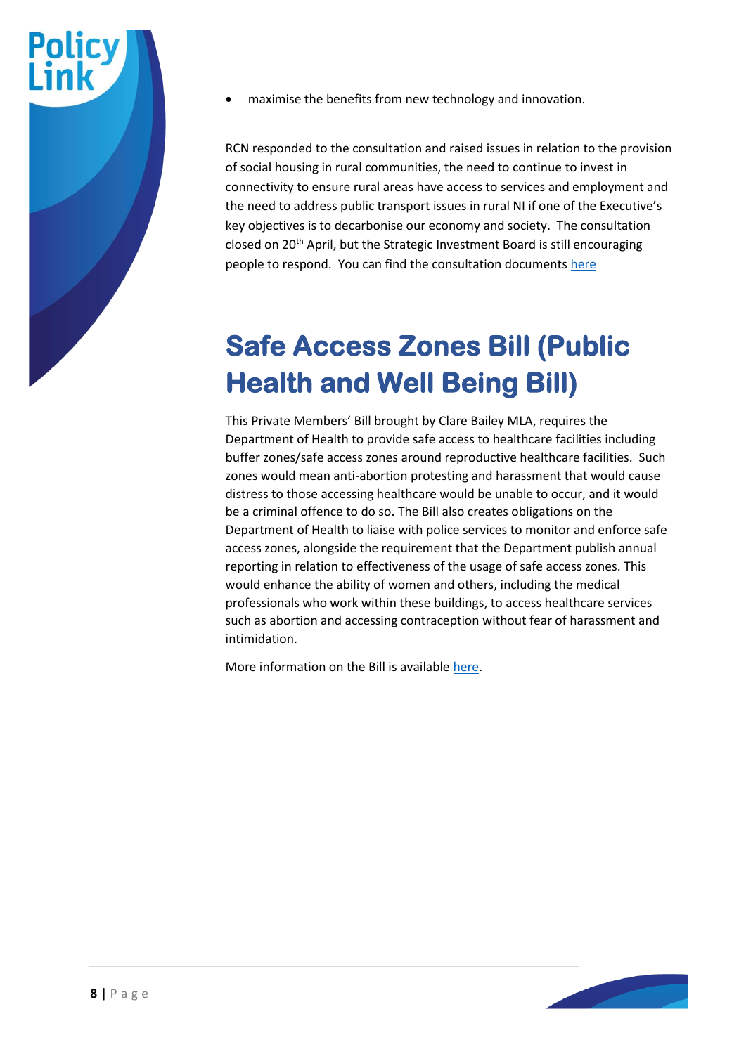- maximise the benefits from new technology and innovation.

RCN responded to the consultation and raised issues in relation to the provision of social housing in rural communities, the need to continue to invest in connectivity to ensure rural areas have access to services and employment and the need to address public transport issues in rural NI if one of the Executive's key objectives is to decarbonise our economy and society. The consultation closed on 20th April, but the Strategic Investment Board is still encouraging people to respond. You can find the consultation documents here

# Safe Access Zones Bill (Public Health and Well Being Bill)

This Private Members' Bill brought by Clare Bailey MLA, requires the Department of Health to provide safe access to healthcare facilities including buffer zones/safe access zones around reproductive healthcare facilities. Such zones would mean anti-abortion protesting and harassment that would cause distress to those accessing healthcare would be unable to occur, and it would be a criminal offence to do so. The Bill also creates obligations on the Department of Health to liaise with police services to monitor and enforce safe access zones, alongside the requirement that the Department publish annual reporting in relation to effectiveness of the usage of safe access zones. This would enhance the ability of women and others, including the medical professionals who work within these buildings, to access healthcare services such as abortion and accessing contraception without fear of harassment and intimidation.

More information on the Bill is available here.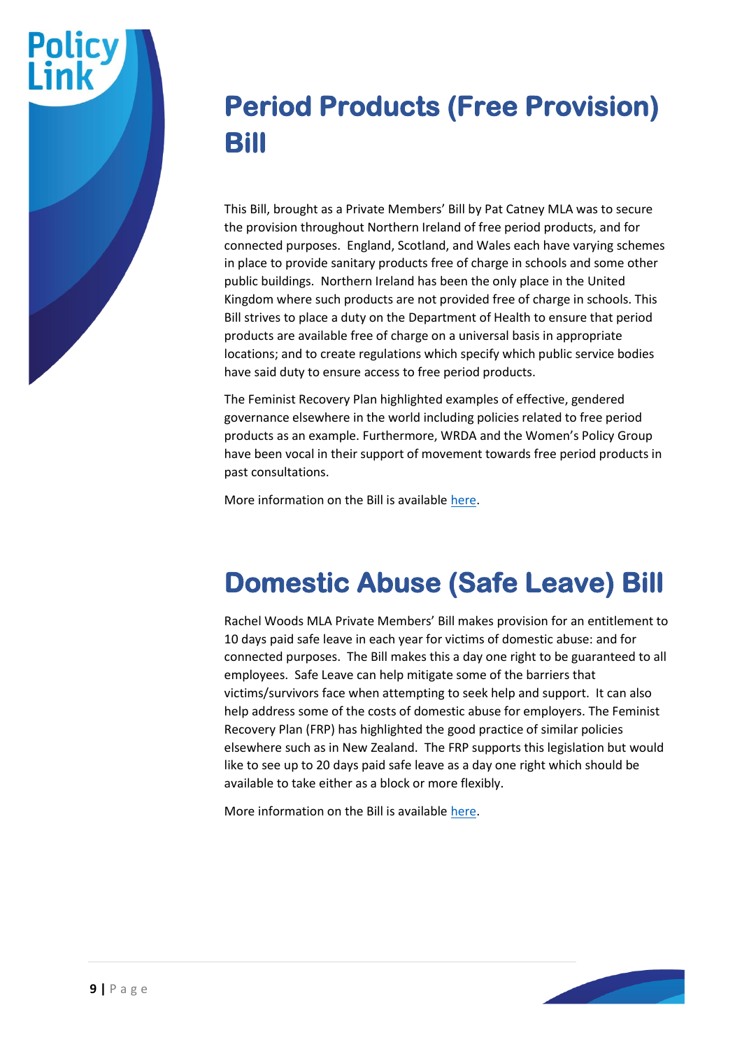# Period Products (Free Provision) Bill

This Bill, brought as a Private Members' Bill by Pat Catney MLA was to secure the provision throughout Northern Ireland of free period products, and for connected purposes. England, Scotland, and Wales each have varying schemes in place to provide sanitary products free of charge in schools and some other public buildings. Northern Ireland has been the only place in the United Kingdom where such products are not provided free of charge in schools. This Bill strives to place a duty on the Department of Health to ensure that period products are available free of charge on a universal basis in appropriate locations; and to create regulations which specify which public service bodies have said duty to ensure access to free period products.

The Feminist Recovery Plan highlighted examples of effective, gendered governance elsewhere in the world including policies related to free period products as an example. Furthermore, WRDA and the Women's Policy Group have been vocal in their support of movement towards free period products in past consultations.

More information on the Bill is available here.

# Domestic Abuse (Safe Leave) Bill

Rachel Woods MLA Private Members' Bill makes provision for an entitlement to 10 days paid safe leave in each year for victims of domestic abuse: and for connected purposes. The Bill makes this a day one right to be guaranteed to all employees. Safe Leave can help mitigate some of the barriers that victims/survivors face when attempting to seek help and support. It can also help address some of the costs of domestic abuse for employers. The Feminist Recovery Plan (FRP) has highlighted the good practice of similar policies elsewhere such as in New Zealand. The FRP supports this legislation but would like to see up to 20 days paid safe leave as a day one right which should be available to take either as a block or more flexibly.

More information on the Bill is available here.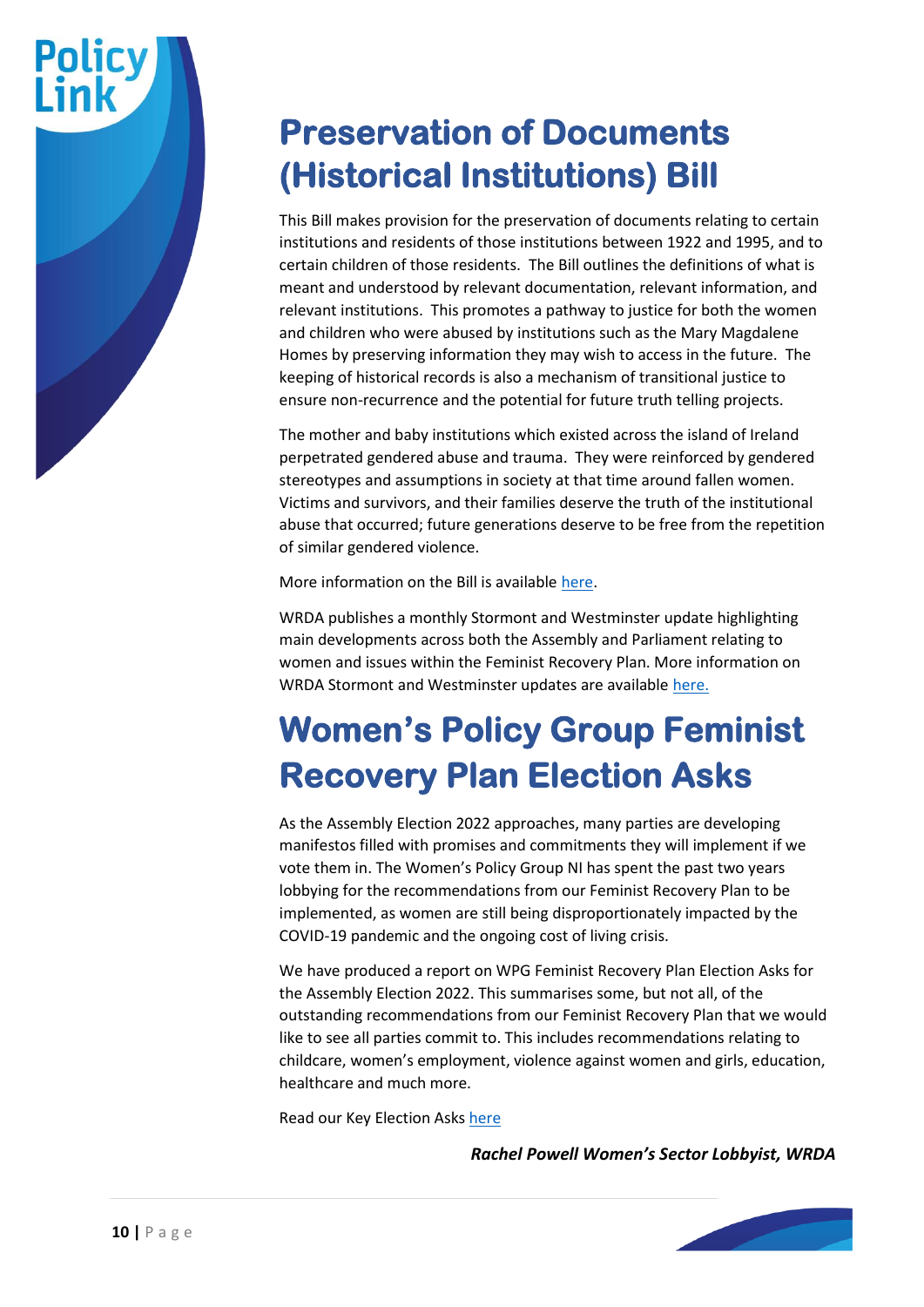# Preservation of Documents (Historical Institutions) Bill

This Bill makes provision for the preservation of documents relating to certain institutions and residents of those institutions between 1922 and 1995, and to certain children of those residents. The Bill outlines the definitions of what is meant and understood by relevant documentation, relevant information, and relevant institutions. This promotes a pathway to justice for both the women and children who were abused by institutions such as the Mary Magdalene Homes by preserving information they may wish to access in the future. The keeping of historical records is also a mechanism of transitional justice to ensure non-recurrence and the potential for future truth telling projects.

The mother and baby institutions which existed across the island of Ireland perpetrated gendered abuse and trauma. They were reinforced by gendered stereotypes and assumptions in society at that time around fallen women. Victims and survivors, and their families deserve the truth of the institutional abuse that occurred; future generations deserve to be free from the repetition of similar gendered violence.

More information on the Bill is available here.

WRDA publishes a monthly Stormont and Westminster update highlighting main developments across both the Assembly and Parliament relating to women and issues within the Feminist Recovery Plan. More information on WRDA Stormont and Westminster updates are available here.

# Women's Policy Group Feminist Recovery Plan Election Asks

As the Assembly Election 2022 approaches, many parties are developing manifestos filled with promises and commitments they will implement if we vote them in. The Women's Policy Group NI has spent the past two years lobbying for the recommendations from our Feminist Recovery Plan to be implemented, as women are still being disproportionately impacted by the COVID-19 pandemic and the ongoing cost of living crisis.

We have produced a report on WPG Feminist Recovery Plan Election Asks for the Assembly Election 2022. This summarises some, but not all, of the outstanding recommendations from our Feminist Recovery Plan that we would like to see all parties commit to. This includes recommendations relating to childcare, women's employment, violence against women and girls, education, healthcare and much more.

Read our Key Election Asks here

***Rachel Powell Women's Sector Lobbyist, WRDA***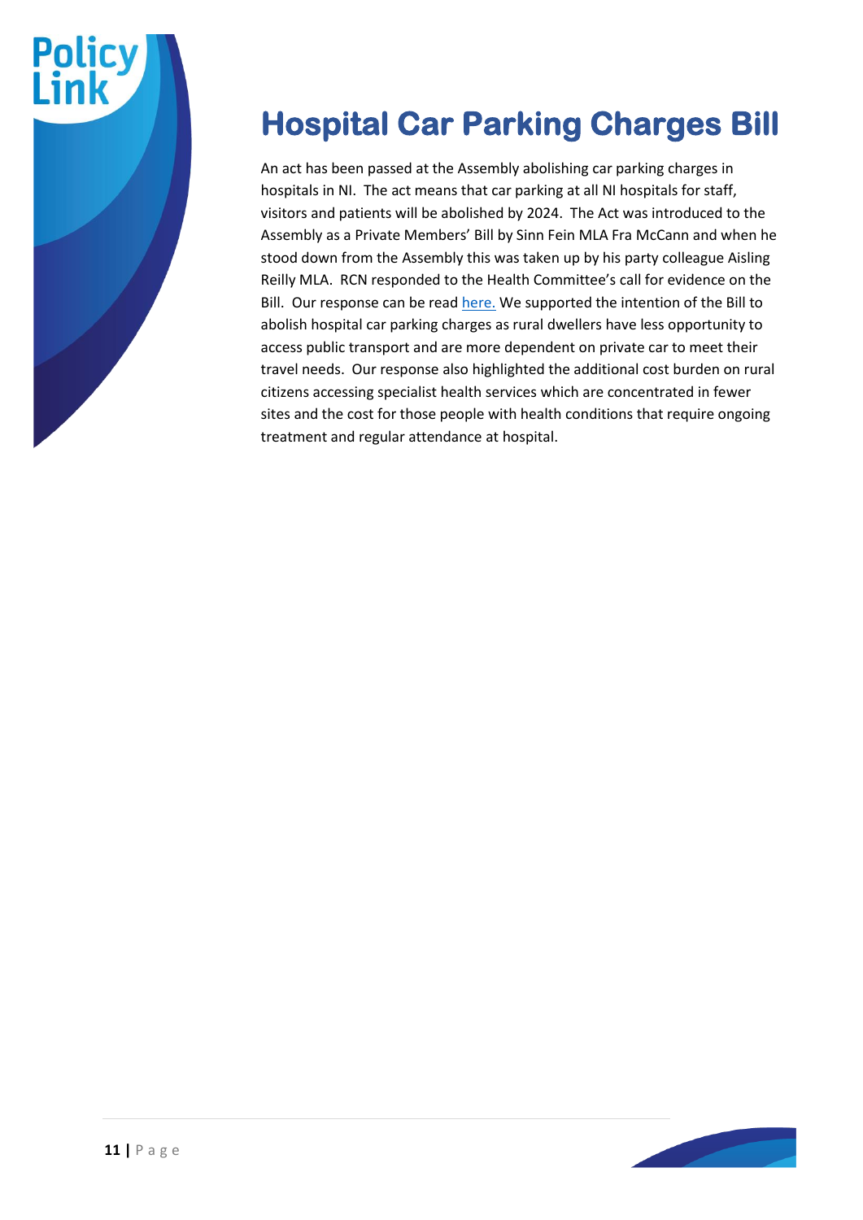# Hospital Car Parking Charges Bill

An act has been passed at the Assembly abolishing car parking charges in hospitals in NI. The act means that car parking at all NI hospitals for staff, visitors and patients will be abolished by 2024. The Act was introduced to the Assembly as a Private Members' Bill by Sinn Fein MLA Fra McCann and when he stood down from the Assembly this was taken up by his party colleague Aisling Reilly MLA. RCN responded to the Health Committee's call for evidence on the Bill. Our response can be read here. We supported the intention of the Bill to abolish hospital car parking charges as rural dwellers have less opportunity to access public transport and are more dependent on private car to meet their travel needs. Our response also highlighted the additional cost burden on rural citizens accessing specialist health services which are concentrated in fewer sites and the cost for those people with health conditions that require ongoing treatment and regular attendance at hospital.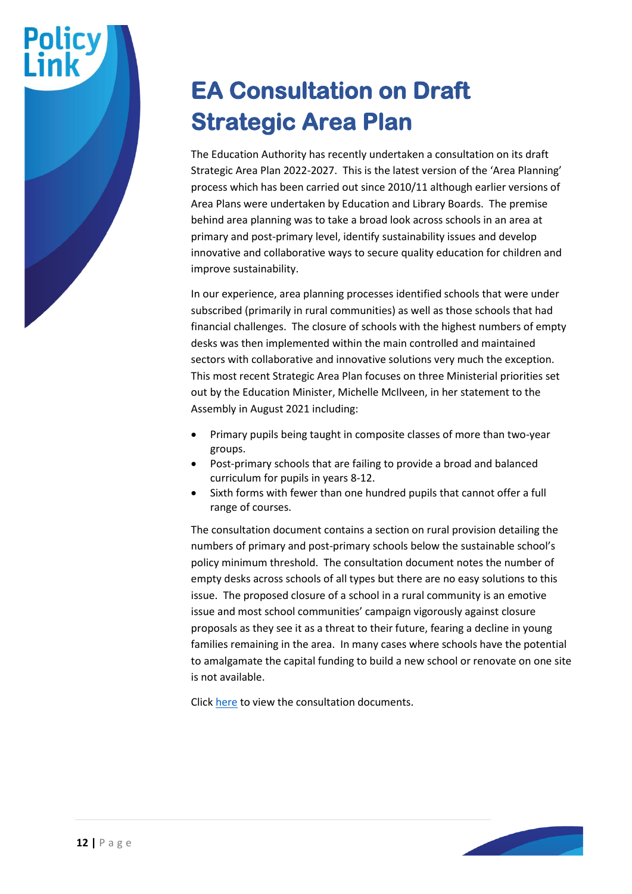# EA Consultation on Draft Strategic Area Plan

The Education Authority has recently undertaken a consultation on its draft Strategic Area Plan 2022-2027. This is the latest version of the 'Area Planning' process which has been carried out since 2010/11 although earlier versions of Area Plans were undertaken by Education and Library Boards. The premise behind area planning was to take a broad look across schools in an area at primary and post-primary level, identify sustainability issues and develop innovative and collaborative ways to secure quality education for children and improve sustainability.

In our experience, area planning processes identified schools that were under subscribed (primarily in rural communities) as well as those schools that had financial challenges. The closure of schools with the highest numbers of empty desks was then implemented within the main controlled and maintained sectors with collaborative and innovative solutions very much the exception. This most recent Strategic Area Plan focuses on three Ministerial priorities set out by the Education Minister, Michelle McIlveen, in her statement to the Assembly in August 2021 including:

- Primary pupils being taught in composite classes of more than two-year groups.
- Post-primary schools that are failing to provide a broad and balanced curriculum for pupils in years 8-12.
- Sixth forms with fewer than one hundred pupils that cannot offer a full range of courses.

The consultation document contains a section on rural provision detailing the numbers of primary and post-primary schools below the sustainable school's policy minimum threshold. The consultation document notes the number of empty desks across schools of all types but there are no easy solutions to this issue. The proposed closure of a school in a rural community is an emotive issue and most school communities' campaign vigorously against closure proposals as they see it as a threat to their future, fearing a decline in young families remaining in the area. In many cases where schools have the potential to amalgamate the capital funding to build a new school or renovate on one site is not available.

Click here to view the consultation documents.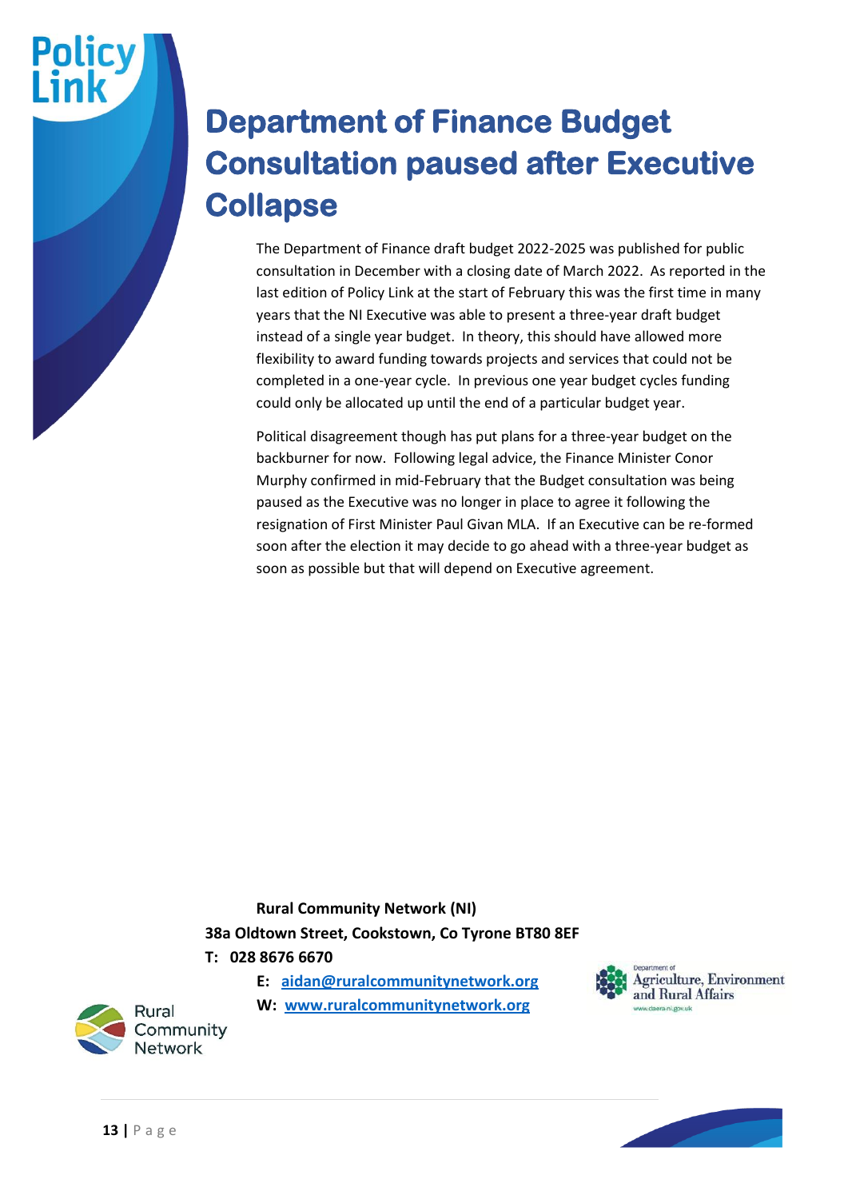# Department of Finance Budget Consultation paused after Executive Collapse

The Department of Finance draft budget 2022-2025 was published for public consultation in December with a closing date of March 2022. As reported in the last edition of Policy Link at the start of February this was the first time in many years that the NI Executive was able to present a three-year draft budget instead of a single year budget. In theory, this should have allowed more flexibility to award funding towards projects and services that could not be completed in a one-year cycle. In previous one year budget cycles funding could only be allocated up until the end of a particular budget year.

Political disagreement though has put plans for a three-year budget on the backburner for now. Following legal advice, the Finance Minister Conor Murphy confirmed in mid-February that the Budget consultation was being paused as the Executive was no longer in place to agree it following the resignation of First Minister Paul Givan MLA. If an Executive can be re-formed soon after the election it may decide to go ahead with a three-year budget as soon as possible but that will depend on Executive agreement.

**Rural Community Network (NI)**
**38a Oldtown Street, Cookstown, Co Tyrone BT80 8EF**
**T: 028 8676 6670**
**E: aidan@ruralcommunitynetwork.org**
**W: www.ruralcommunitynetwork.org**